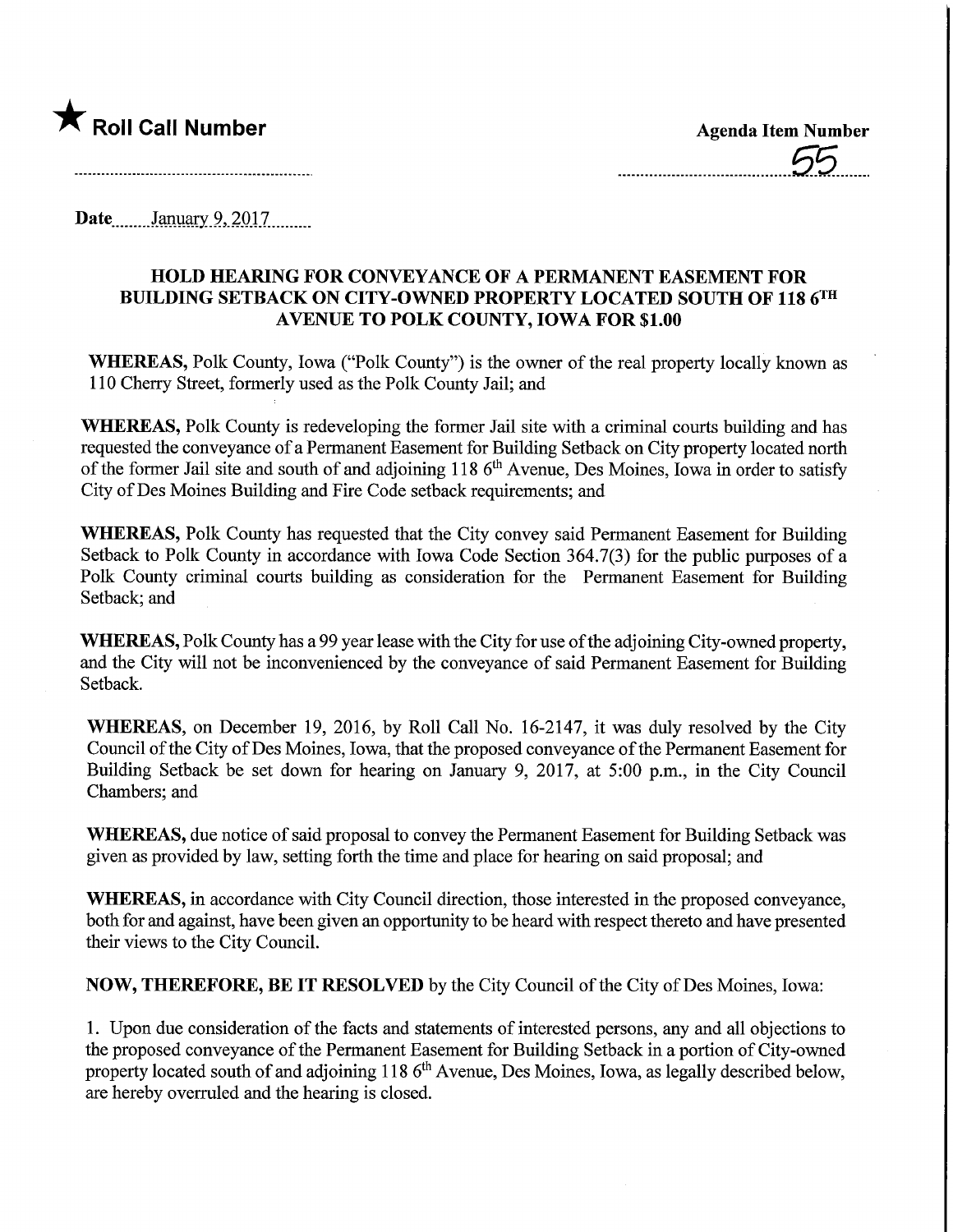★ **Roll Call Number** 

**Agenda Item Number** 55

**Date** January 9, 2017

## HOLD HEARING FOR CONVEYANCE OF A PERMANENT EASEMENT FOR BUILDING SETBACK ON CITY-OWNED PROPERTY LOCATED SOUTH OF 118 6TH AVENUE TO POLK COUNTY, IOWA FOR $1.00

**WHEREAS,** Polk County, Iowa ("Polk County") is the owner of the real property locally known as 110 Cherry Street, formerly used as the Polk County Jail; and

**WHEREAS,** Polk County is redeveloping the former Jail site with a criminal courts building and has requested the conveyance of a Permanent Easement for Building Setback on City property located north of the former Jail site and south of and adjoining 118 6th Avenue, Des Moines, Iowa in order to satisfy City of Des Moines Building and Fire Code setback requirements; and

**WHEREAS,** Polk County has requested that the City convey said Permanent Easement for Building Setback to Polk County in accordance with Iowa Code Section 364.7(3) for the public purposes of a Polk County criminal courts building as consideration for the Permanent Easement for Building Setback; and

**WHEREAS,** Polk County has a 99 year lease with the City for use of the adjoining City-owned property, and the City will not be inconvenienced by the conveyance of said Permanent Easement for Building Setback.

**WHEREAS,** on December 19, 2016, by Roll Call No. 16-2147, it was duly resolved by the City Council of the City of Des Moines, Iowa, that the proposed conveyance of the Permanent Easement for Building Setback be set down for hearing on January 9, 2017, at 5:00 p.m., in the City Council Chambers; and

**WHEREAS,** due notice of said proposal to convey the Permanent Easement for Building Setback was given as provided by law, setting forth the time and place for hearing on said proposal; and

**WHEREAS,** in accordance with City Council direction, those interested in the proposed conveyance, both for and against, have been given an opportunity to be heard with respect thereto and have presented their views to the City Council.

**NOW, THEREFORE, BE IT RESOLVED** by the City Council of the City of Des Moines, Iowa:

1. Upon due consideration of the facts and statements of interested persons, any and all objections to the proposed conveyance of the Permanent Easement for Building Setback in a portion of City-owned property located south of and adjoining 118 6th Avenue, Des Moines, Iowa, as legally described below, are hereby overruled and the hearing is closed.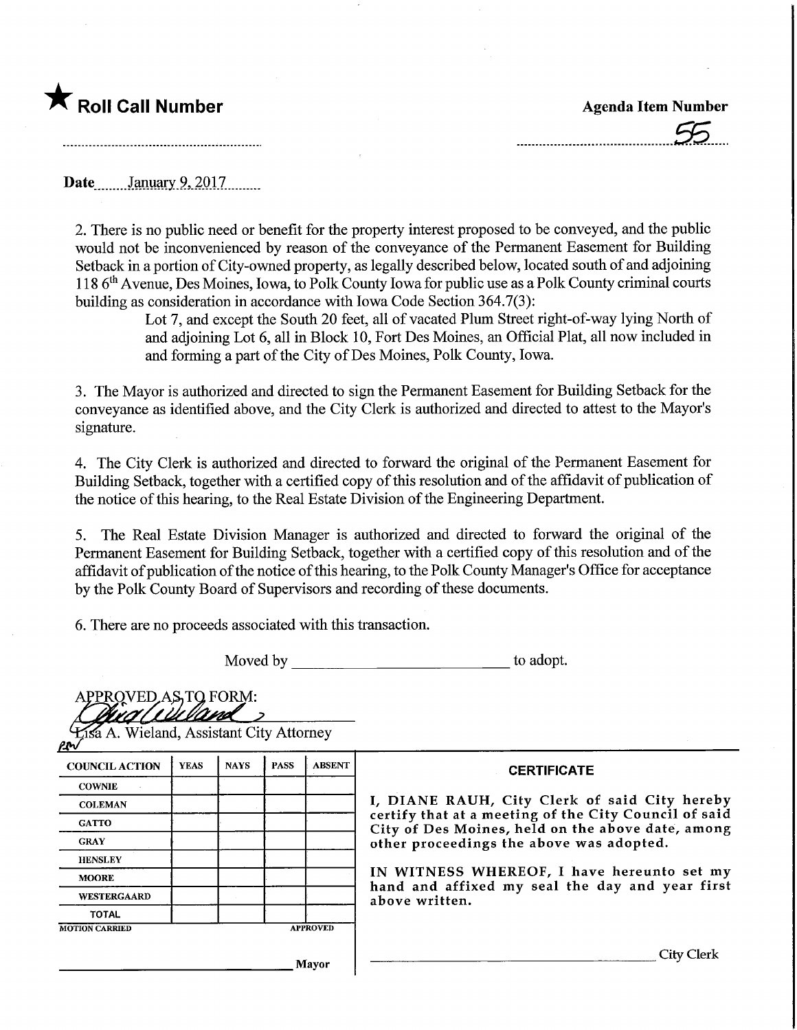★ **Roll Call Number**

**Agenda Item Number**

55

**Date** January 9, 2017

2. There is no public need or benefit for the property interest proposed to be conveyed, and the public would not be inconvenienced by reason of the conveyance of the Permanent Easement for Building Setback in a portion of City-owned property, as legally described below, located south of and adjoining 118 6th Avenue, Des Moines, Iowa, to Polk County Iowa for public use as a Polk County criminal courts building as consideration in accordance with Iowa Code Section 364.7(3):

Lot 7, and except the South 20 feet, all of vacated Plum Street right-of-way lying North of and adjoining Lot 6, all in Block 10, Fort Des Moines, an Official Plat, all now included in and forming a part of the City of Des Moines, Polk County, Iowa.

3. The Mayor is authorized and directed to sign the Permanent Easement for Building Setback for the conveyance as identified above, and the City Clerk is authorized and directed to attest to the Mayor's signature.

4. The City Clerk is authorized and directed to forward the original of the Permanent Easement for Building Setback, together with a certified copy of this resolution and of the affidavit of publication of the notice of this hearing, to the Real Estate Division of the Engineering Department.

5. The Real Estate Division Manager is authorized and directed to forward the original of the Permanent Easement for Building Setback, together with a certified copy of this resolution and of the affidavit of publication of the notice of this hearing, to the Polk County Manager's Office for acceptance by the Polk County Board of Supervisors and recording of these documents.

6. There are no proceeds associated with this transaction.

Moved by ____________________ to adopt.

APPROVED AS TO FORM:

Lisa A. Wieland, Assistant City Attorney

| COUNCIL ACTION | YEAS | NAYS | PASS | ABSENT |
| --- | --- | --- | --- | --- |
| COWNIE | | | | |
| COLEMAN | | | | |
| GATTO | | | | |
| GRAY | | | | |
| HENSLEY | | | | |
| MOORE | | | | |
| WESTERGAARD | | | | |
| TOTAL | | | | |

MOTION CARRIED APPROVED

____________________ Mayor

**CERTIFICATE**

I, DIANE RAUH, City Clerk of said City hereby certify that at a meeting of the City Council of said City of Des Moines, held on the above date, among other proceedings the above was adopted.

IN WITNESS WHEREOF, I have hereunto set my hand and affixed my seal the day and year first above written.

____________________ City Clerk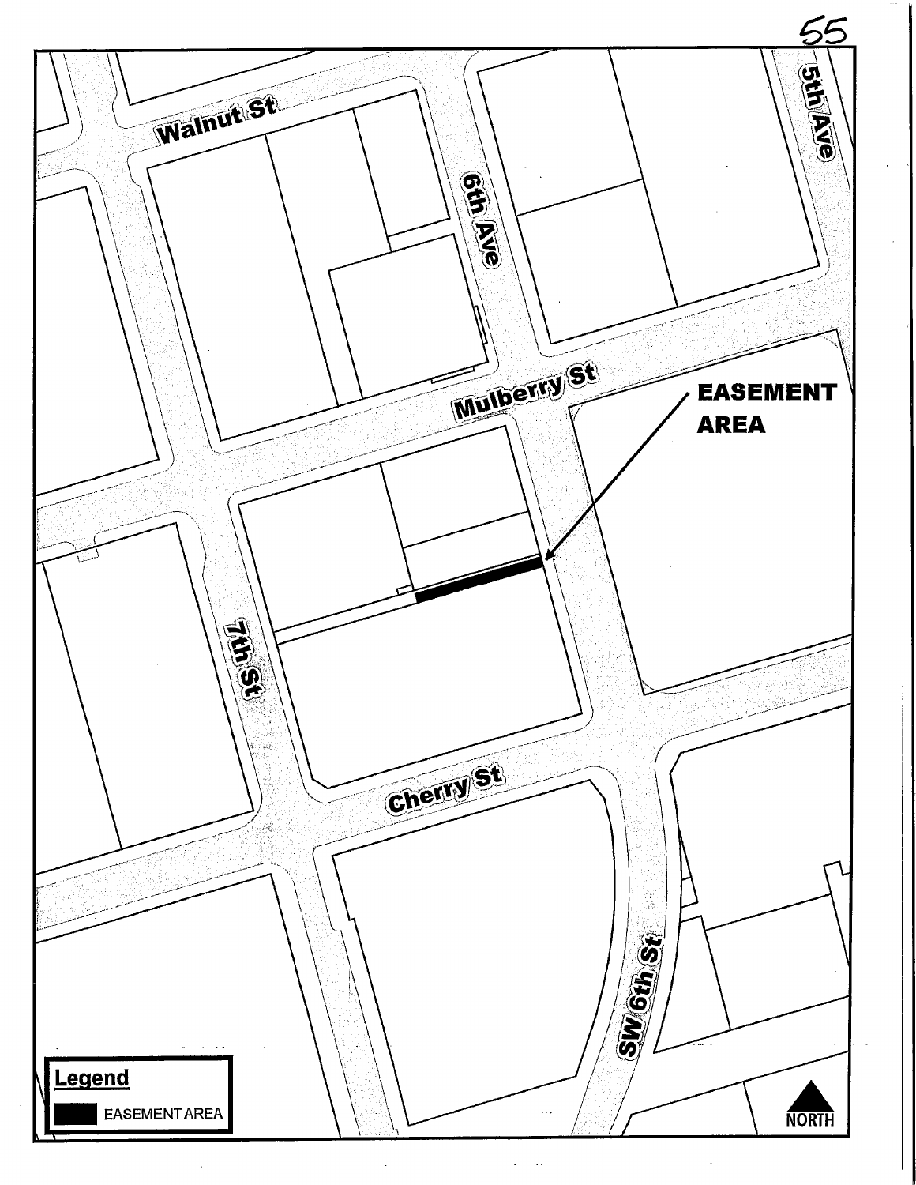Walnut St

6th Ave

5th Ave

Mulberry St

EASEMENT AREA

7th St

Cherry St

SW 6th St

**Legend**

EASEMENT AREA

NORTH